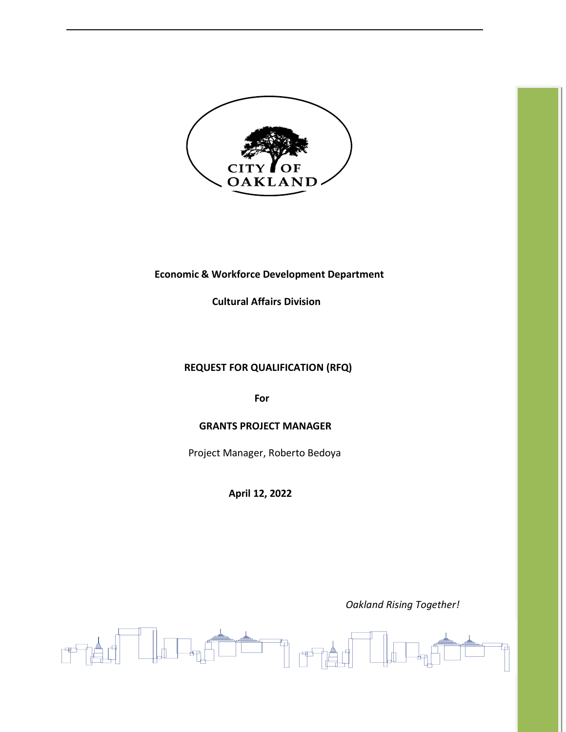**Economic & Workforce Development Department**

**Cultural Affairs Division**

**REQUEST FOR QUALIFICATION (RFQ)**

**For**

**GRANTS PROJECT MANAGER**

Project Manager, Roberto Bedoya

**April 12, 2022**

*Oakland Rising Together!*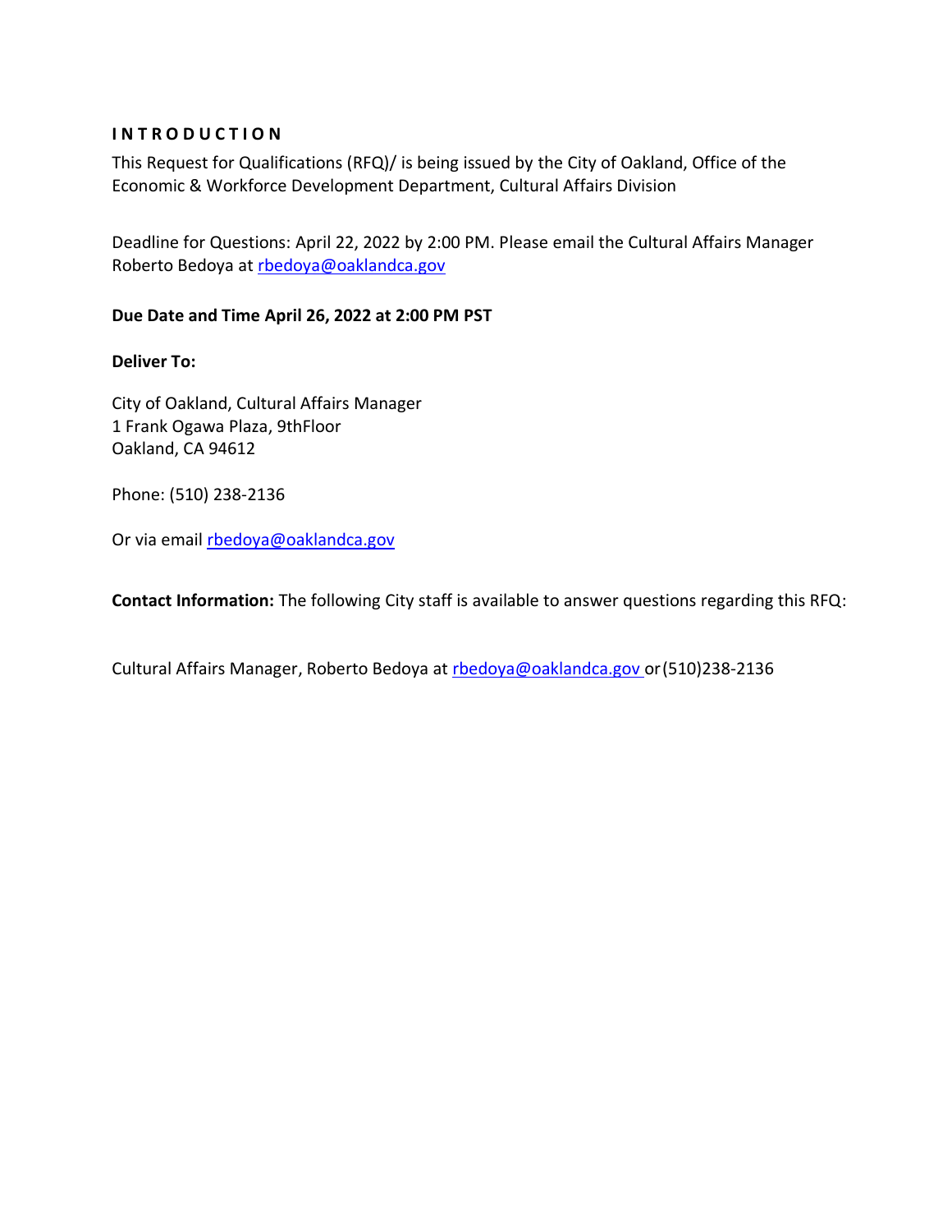## I N T R O D U C T I O N

This Request for Qualifications (RFQ)/ is being issued by the City of Oakland, Office of the Economic & Workforce Development Department, Cultural Affairs Division

Deadline for Questions: April 22, 2022 by 2:00 PM. Please email the Cultural Affairs Manager Roberto Bedoya at rbedoya@oaklandca.gov

**Due Date and Time April 26, 2022 at 2:00 PM PST**

**Deliver To:**

City of Oakland, Cultural Affairs Manager
1 Frank Ogawa Plaza, 9thFloor
Oakland, CA 94612

Phone: (510) 238-2136

Or via email rbedoya@oaklandca.gov

**Contact Information:** The following City staff is available to answer questions regarding this RFQ:

Cultural Affairs Manager, Roberto Bedoya at rbedoya@oaklandca.gov or(510)238-2136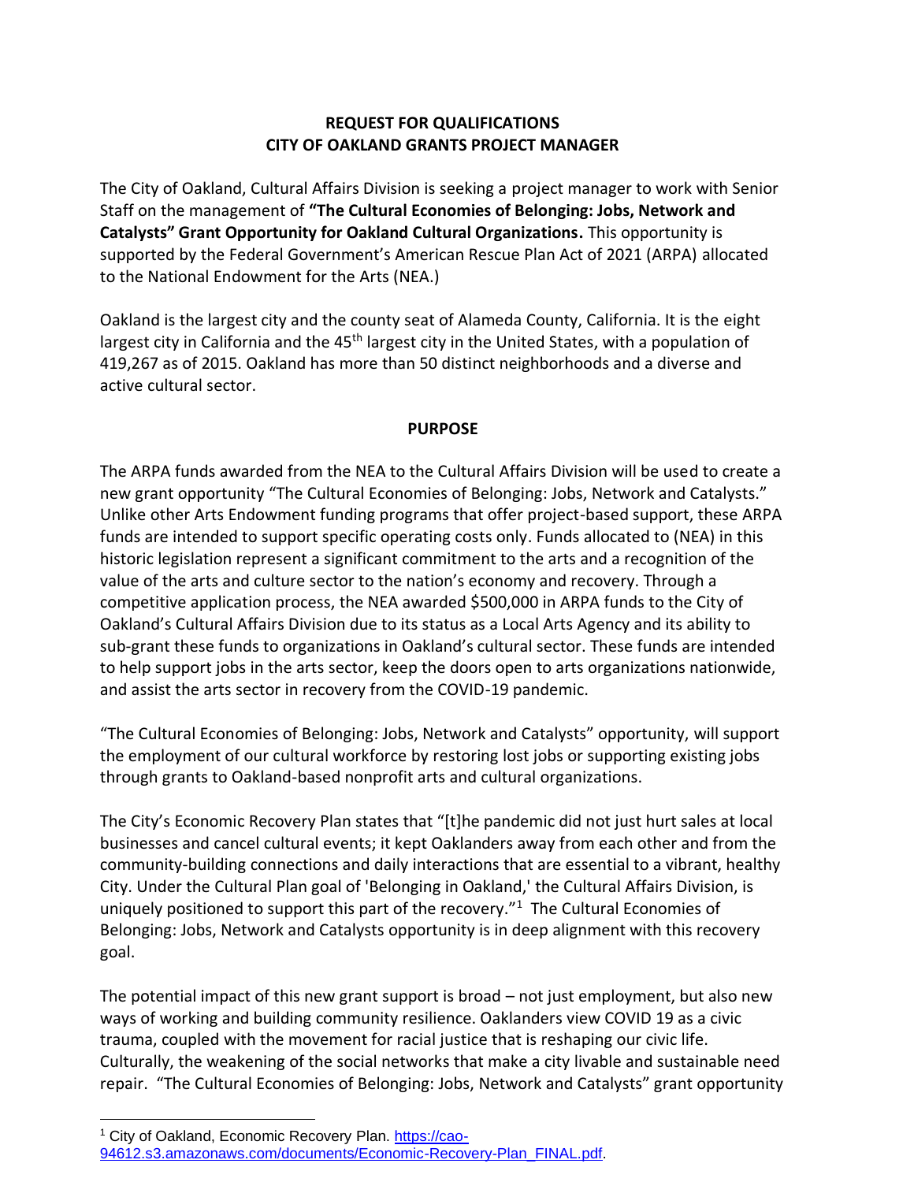**REQUEST FOR QUALIFICATIONS**
**CITY OF OAKLAND GRANTS PROJECT MANAGER**

The City of Oakland, Cultural Affairs Division is seeking a project manager to work with Senior Staff on the management of **"The Cultural Economies of Belonging: Jobs, Network and Catalysts" Grant Opportunity for Oakland Cultural Organizations.** This opportunity is supported by the Federal Government's American Rescue Plan Act of 2021 (ARPA) allocated to the National Endowment for the Arts (NEA.)

Oakland is the largest city and the county seat of Alameda County, California. It is the eight largest city in California and the 45th largest city in the United States, with a population of 419,267 as of 2015. Oakland has more than 50 distinct neighborhoods and a diverse and active cultural sector.

## PURPOSE

The ARPA funds awarded from the NEA to the Cultural Affairs Division will be used to create a new grant opportunity "The Cultural Economies of Belonging: Jobs, Network and Catalysts." Unlike other Arts Endowment funding programs that offer project-based support, these ARPA funds are intended to support specific operating costs only. Funds allocated to (NEA) in this historic legislation represent a significant commitment to the arts and a recognition of the value of the arts and culture sector to the nation's economy and recovery. Through a competitive application process, the NEA awarded $500,000 in ARPA funds to the City of Oakland's Cultural Affairs Division due to its status as a Local Arts Agency and its ability to sub-grant these funds to organizations in Oakland's cultural sector. These funds are intended to help support jobs in the arts sector, keep the doors open to arts organizations nationwide, and assist the arts sector in recovery from the COVID-19 pandemic.

"The Cultural Economies of Belonging: Jobs, Network and Catalysts" opportunity, will support the employment of our cultural workforce by restoring lost jobs or supporting existing jobs through grants to Oakland-based nonprofit arts and cultural organizations.

The City's Economic Recovery Plan states that "[t]he pandemic did not just hurt sales at local businesses and cancel cultural events; it kept Oaklanders away from each other and from the community-building connections and daily interactions that are essential to a vibrant, healthy City. Under the Cultural Plan goal of 'Belonging in Oakland,' the Cultural Affairs Division, is uniquely positioned to support this part of the recovery."[1] The Cultural Economies of Belonging: Jobs, Network and Catalysts opportunity is in deep alignment with this recovery goal.

The potential impact of this new grant support is broad – not just employment, but also new ways of working and building community resilience. Oaklanders view COVID 19 as a civic trauma, coupled with the movement for racial justice that is reshaping our civic life. Culturally, the weakening of the social networks that make a city livable and sustainable need repair. "The Cultural Economies of Belonging: Jobs, Network and Catalysts" grant opportunity

[1] City of Oakland, Economic Recovery Plan. https://cao-94612.s3.amazonaws.com/documents/Economic-Recovery-Plan_FINAL.pdf.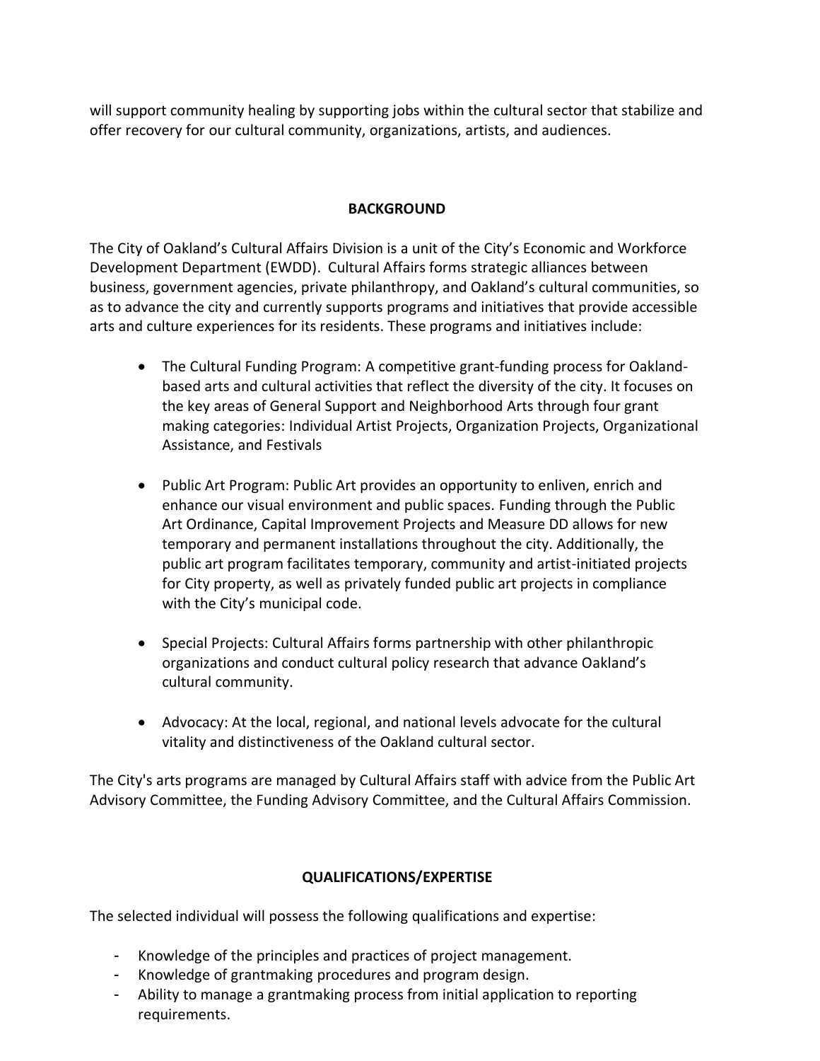will support community healing by supporting jobs within the cultural sector that stabilize and offer recovery for our cultural community, organizations, artists, and audiences.

## BACKGROUND

The City of Oakland's Cultural Affairs Division is a unit of the City's Economic and Workforce Development Department (EWDD). Cultural Affairs forms strategic alliances between business, government agencies, private philanthropy, and Oakland's cultural communities, so as to advance the city and currently supports programs and initiatives that provide accessible arts and culture experiences for its residents. These programs and initiatives include:

- The Cultural Funding Program: A competitive grant-funding process for Oakland-based arts and cultural activities that reflect the diversity of the city. It focuses on the key areas of General Support and Neighborhood Arts through four grant making categories: Individual Artist Projects, Organization Projects, Organizational Assistance, and Festivals

- Public Art Program: Public Art provides an opportunity to enliven, enrich and enhance our visual environment and public spaces. Funding through the Public Art Ordinance, Capital Improvement Projects and Measure DD allows for new temporary and permanent installations throughout the city. Additionally, the public art program facilitates temporary, community and artist-initiated projects for City property, as well as privately funded public art projects in compliance with the City's municipal code.

- Special Projects: Cultural Affairs forms partnership with other philanthropic organizations and conduct cultural policy research that advance Oakland's cultural community.

- Advocacy: At the local, regional, and national levels advocate for the cultural vitality and distinctiveness of the Oakland cultural sector.

The City's arts programs are managed by Cultural Affairs staff with advice from the Public Art Advisory Committee, the Funding Advisory Committee, and the Cultural Affairs Commission.

## QUALIFICATIONS/EXPERTISE

The selected individual will possess the following qualifications and expertise:

- Knowledge of the principles and practices of project management.
- Knowledge of grantmaking procedures and program design.
- Ability to manage a grantmaking process from initial application to reporting requirements.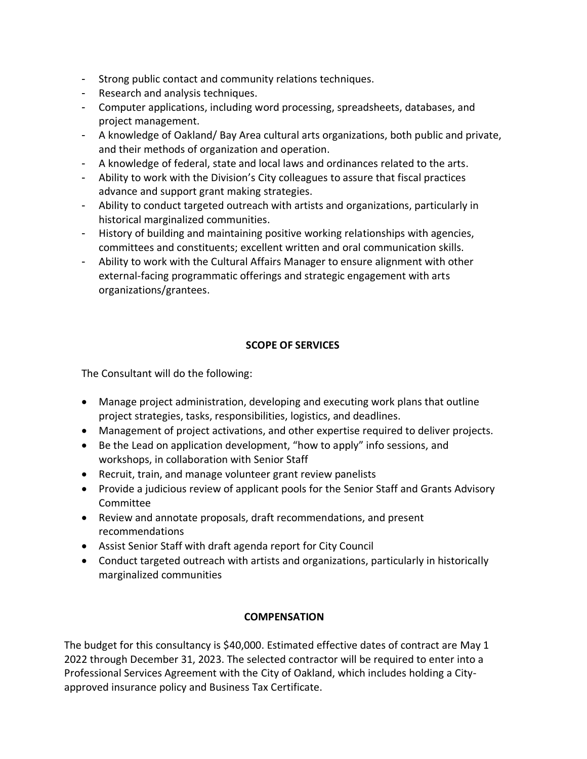- Strong public contact and community relations techniques.
- Research and analysis techniques.
- Computer applications, including word processing, spreadsheets, databases, and project management.
- A knowledge of Oakland/ Bay Area cultural arts organizations, both public and private, and their methods of organization and operation.
- A knowledge of federal, state and local laws and ordinances related to the arts.
- Ability to work with the Division's City colleagues to assure that fiscal practices advance and support grant making strategies.
- Ability to conduct targeted outreach with artists and organizations, particularly in historical marginalized communities.
- History of building and maintaining positive working relationships with agencies, committees and constituents; excellent written and oral communication skills.
- Ability to work with the Cultural Affairs Manager to ensure alignment with other external-facing programmatic offerings and strategic engagement with arts organizations/grantees.

## SCOPE OF SERVICES

The Consultant will do the following:

- Manage project administration, developing and executing work plans that outline project strategies, tasks, responsibilities, logistics, and deadlines.
- Management of project activations, and other expertise required to deliver projects.
- Be the Lead on application development, "how to apply" info sessions, and workshops, in collaboration with Senior Staff
- Recruit, train, and manage volunteer grant review panelists
- Provide a judicious review of applicant pools for the Senior Staff and Grants Advisory Committee
- Review and annotate proposals, draft recommendations, and present recommendations
- Assist Senior Staff with draft agenda report for City Council
- Conduct targeted outreach with artists and organizations, particularly in historically marginalized communities

## COMPENSATION

The budget for this consultancy is $40,000. Estimated effective dates of contract are May 1 2022 through December 31, 2023. The selected contractor will be required to enter into a Professional Services Agreement with the City of Oakland, which includes holding a City-approved insurance policy and Business Tax Certificate.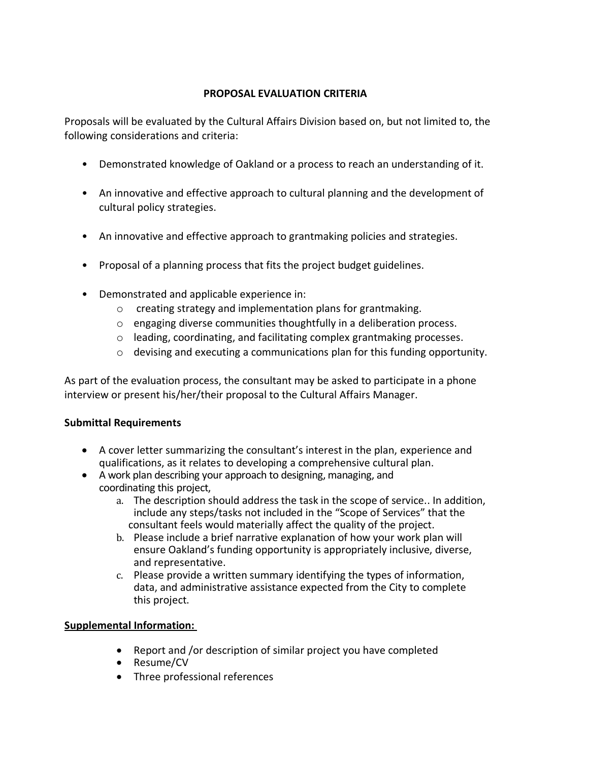## PROPOSAL EVALUATION CRITERIA

Proposals will be evaluated by the Cultural Affairs Division based on, but not limited to, the following considerations and criteria:

- Demonstrated knowledge of Oakland or a process to reach an understanding of it.
- An innovative and effective approach to cultural planning and the development of cultural policy strategies.
- An innovative and effective approach to grantmaking policies and strategies.
- Proposal of a planning process that fits the project budget guidelines.
- Demonstrated and applicable experience in:
  - creating strategy and implementation plans for grantmaking.
  - engaging diverse communities thoughtfully in a deliberation process.
  - leading, coordinating, and facilitating complex grantmaking processes.
  - devising and executing a communications plan for this funding opportunity.

As part of the evaluation process, the consultant may be asked to participate in a phone interview or present his/her/their proposal to the Cultural Affairs Manager.

**Submittal Requirements**

- A cover letter summarizing the consultant's interest in the plan, experience and qualifications, as it relates to developing a comprehensive cultural plan.
- A work plan describing your approach to designing, managing, and coordinating this project,
  a. The description should address the task in the scope of service.. In addition, include any steps/tasks not included in the "Scope of Services" that the consultant feels would materially affect the quality of the project.
  b. Please include a brief narrative explanation of how your work plan will ensure Oakland's funding opportunity is appropriately inclusive, diverse, and representative.
  c. Please provide a written summary identifying the types of information, data, and administrative assistance expected from the City to complete this project.

**Supplemental Information:**

- Report and /or description of similar project you have completed
- Resume/CV
- Three professional references